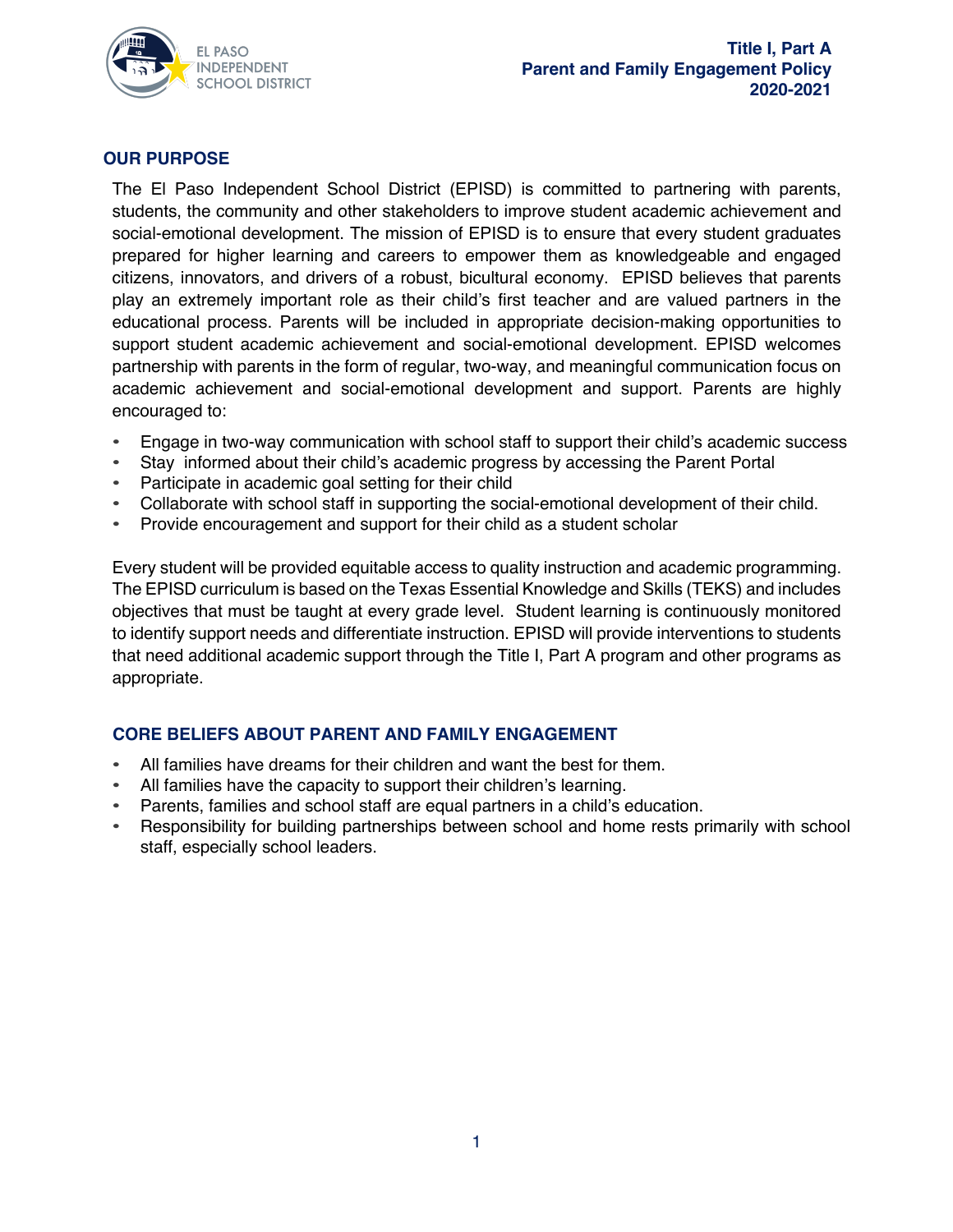# Title I, Part A
# Parent and Family Engagement Policy
# 2020-2021

## OUR PURPOSE

The El Paso Independent School District (EPISD) is committed to partnering with parents, students, the community and other stakeholders to improve student academic achievement and social-emotional development. The mission of EPISD is to ensure that every student graduates prepared for higher learning and careers to empower them as knowledgeable and engaged citizens, innovators, and drivers of a robust, bicultural economy. EPISD believes that parents play an extremely important role as their child's first teacher and are valued partners in the educational process. Parents will be included in appropriate decision-making opportunities to support student academic achievement and social-emotional development. EPISD welcomes partnership with parents in the form of regular, two-way, and meaningful communication focus on academic achievement and social-emotional development and support. Parents are highly encouraged to:

- Engage in two-way communication with school staff to support their child's academic success
- Stay informed about their child's academic progress by accessing the Parent Portal
- Participate in academic goal setting for their child
- Collaborate with school staff in supporting the social-emotional development of their child.
- Provide encouragement and support for their child as a student scholar

Every student will be provided equitable access to quality instruction and academic programming. The EPISD curriculum is based on the Texas Essential Knowledge and Skills (TEKS) and includes objectives that must be taught at every grade level. Student learning is continuously monitored to identify support needs and differentiate instruction. EPISD will provide interventions to students that need additional academic support through the Title I, Part A program and other programs as appropriate.

## CORE BELIEFS ABOUT PARENT AND FAMILY ENGAGEMENT

- All families have dreams for their children and want the best for them.
- All families have the capacity to support their children's learning.
- Parents, families and school staff are equal partners in a child's education.
- Responsibility for building partnerships between school and home rests primarily with school staff, especially school leaders.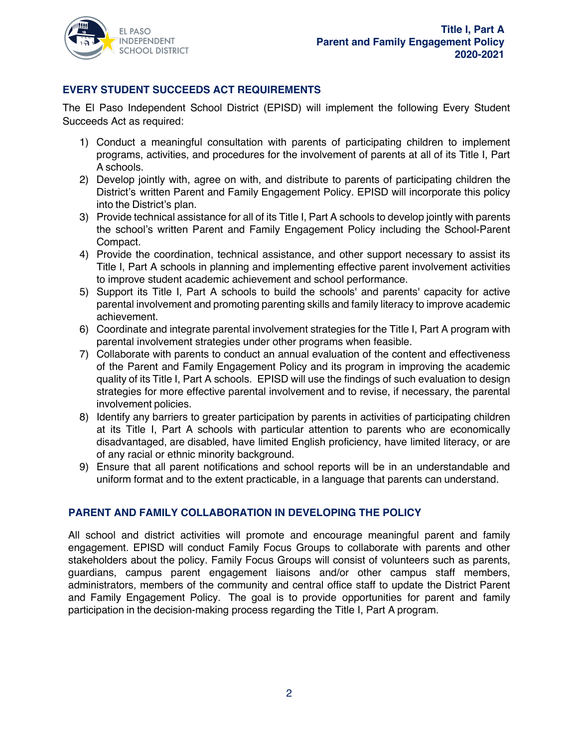## EVERY STUDENT SUCCEEDS ACT REQUIREMENTS

The El Paso Independent School District (EPISD) will implement the following Every Student Succeeds Act as required:

1) Conduct a meaningful consultation with parents of participating children to implement programs, activities, and procedures for the involvement of parents at all of its Title I, Part A schools.
2) Develop jointly with, agree on with, and distribute to parents of participating children the District's written Parent and Family Engagement Policy. EPISD will incorporate this policy into the District's plan.
3) Provide technical assistance for all of its Title I, Part A schools to develop jointly with parents the school's written Parent and Family Engagement Policy including the School-Parent Compact.
4) Provide the coordination, technical assistance, and other support necessary to assist its Title I, Part A schools in planning and implementing effective parent involvement activities to improve student academic achievement and school performance.
5) Support its Title I, Part A schools to build the schools' and parents' capacity for active parental involvement and promoting parenting skills and family literacy to improve academic achievement.
6) Coordinate and integrate parental involvement strategies for the Title I, Part A program with parental involvement strategies under other programs when feasible.
7) Collaborate with parents to conduct an annual evaluation of the content and effectiveness of the Parent and Family Engagement Policy and its program in improving the academic quality of its Title I, Part A schools. EPISD will use the findings of such evaluation to design strategies for more effective parental involvement and to revise, if necessary, the parental involvement policies.
8) Identify any barriers to greater participation by parents in activities of participating children at its Title I, Part A schools with particular attention to parents who are economically disadvantaged, are disabled, have limited English proficiency, have limited literacy, or are of any racial or ethnic minority background.
9) Ensure that all parent notifications and school reports will be in an understandable and uniform format and to the extent practicable, in a language that parents can understand.

## PARENT AND FAMILY COLLABORATION IN DEVELOPING THE POLICY

All school and district activities will promote and encourage meaningful parent and family engagement. EPISD will conduct Family Focus Groups to collaborate with parents and other stakeholders about the policy. Family Focus Groups will consist of volunteers such as parents, guardians, campus parent engagement liaisons and/or other campus staff members, administrators, members of the community and central office staff to update the District Parent and Family Engagement Policy. The goal is to provide opportunities for parent and family participation in the decision-making process regarding the Title I, Part A program.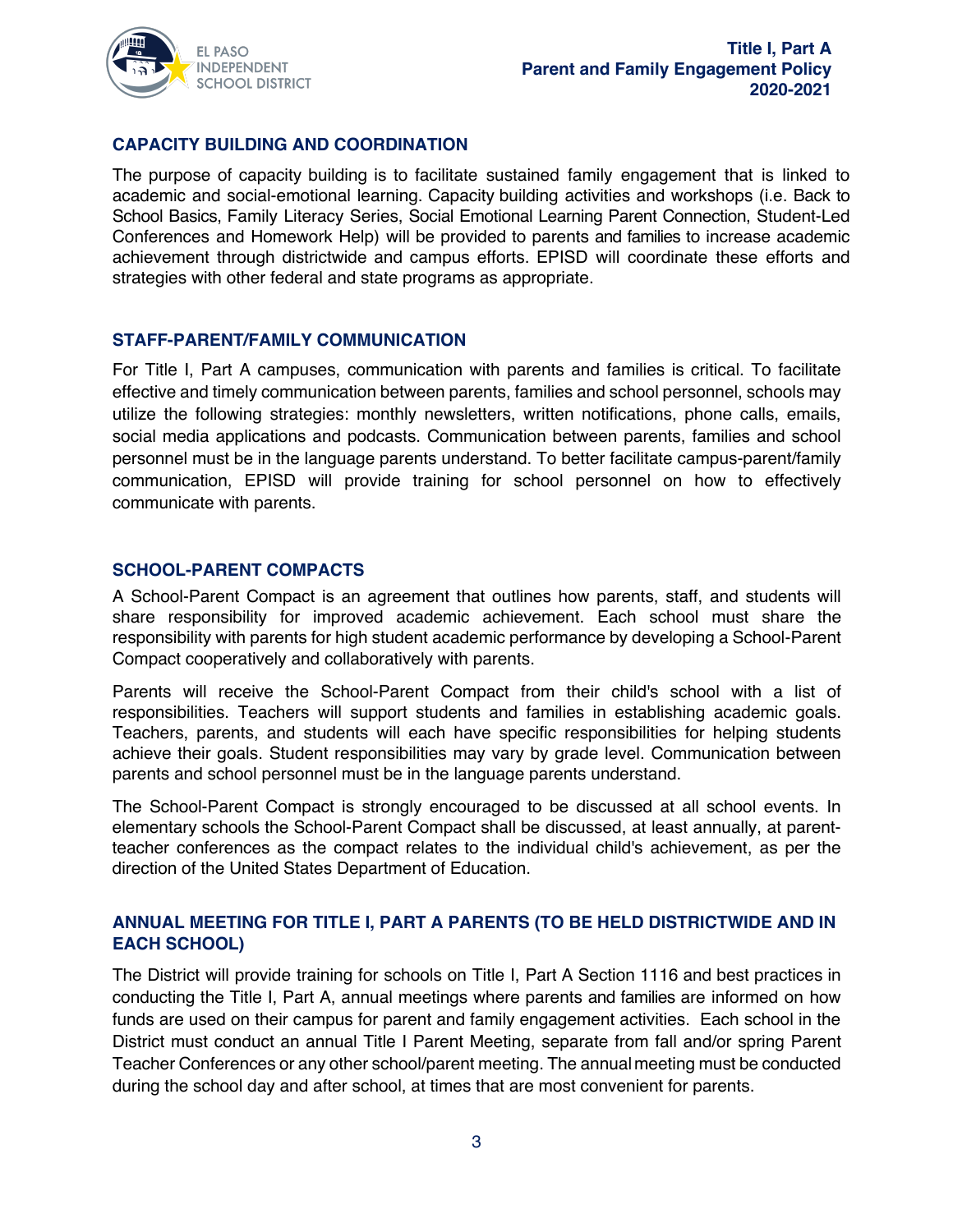## CAPACITY BUILDING AND COORDINATION

The purpose of capacity building is to facilitate sustained family engagement that is linked to academic and social-emotional learning. Capacity building activities and workshops (i.e. Back to School Basics, Family Literacy Series, Social Emotional Learning Parent Connection, Student-Led Conferences and Homework Help) will be provided to parents and families to increase academic achievement through districtwide and campus efforts. EPISD will coordinate these efforts and strategies with other federal and state programs as appropriate.

## STAFF-PARENT/FAMILY COMMUNICATION

For Title I, Part A campuses, communication with parents and families is critical. To facilitate effective and timely communication between parents, families and school personnel, schools may utilize the following strategies: monthly newsletters, written notifications, phone calls, emails, social media applications and podcasts. Communication between parents, families and school personnel must be in the language parents understand. To better facilitate campus-parent/family communication, EPISD will provide training for school personnel on how to effectively communicate with parents.

## SCHOOL-PARENT COMPACTS

A School-Parent Compact is an agreement that outlines how parents, staff, and students will share responsibility for improved academic achievement. Each school must share the responsibility with parents for high student academic performance by developing a School-Parent Compact cooperatively and collaboratively with parents.

Parents will receive the School-Parent Compact from their child's school with a list of responsibilities. Teachers will support students and families in establishing academic goals. Teachers, parents, and students will each have specific responsibilities for helping students achieve their goals. Student responsibilities may vary by grade level. Communication between parents and school personnel must be in the language parents understand.

The School-Parent Compact is strongly encouraged to be discussed at all school events. In elementary schools the School-Parent Compact shall be discussed, at least annually, at parent-teacher conferences as the compact relates to the individual child's achievement, as per the direction of the United States Department of Education.

## ANNUAL MEETING FOR TITLE I, PART A PARENTS (TO BE HELD DISTRICTWIDE AND IN EACH SCHOOL)

The District will provide training for schools on Title I, Part A Section 1116 and best practices in conducting the Title I, Part A, annual meetings where parents and families are informed on how funds are used on their campus for parent and family engagement activities. Each school in the District must conduct an annual Title I Parent Meeting, separate from fall and/or spring Parent Teacher Conferences or any other school/parent meeting. The annual meeting must be conducted during the school day and after school, at times that are most convenient for parents.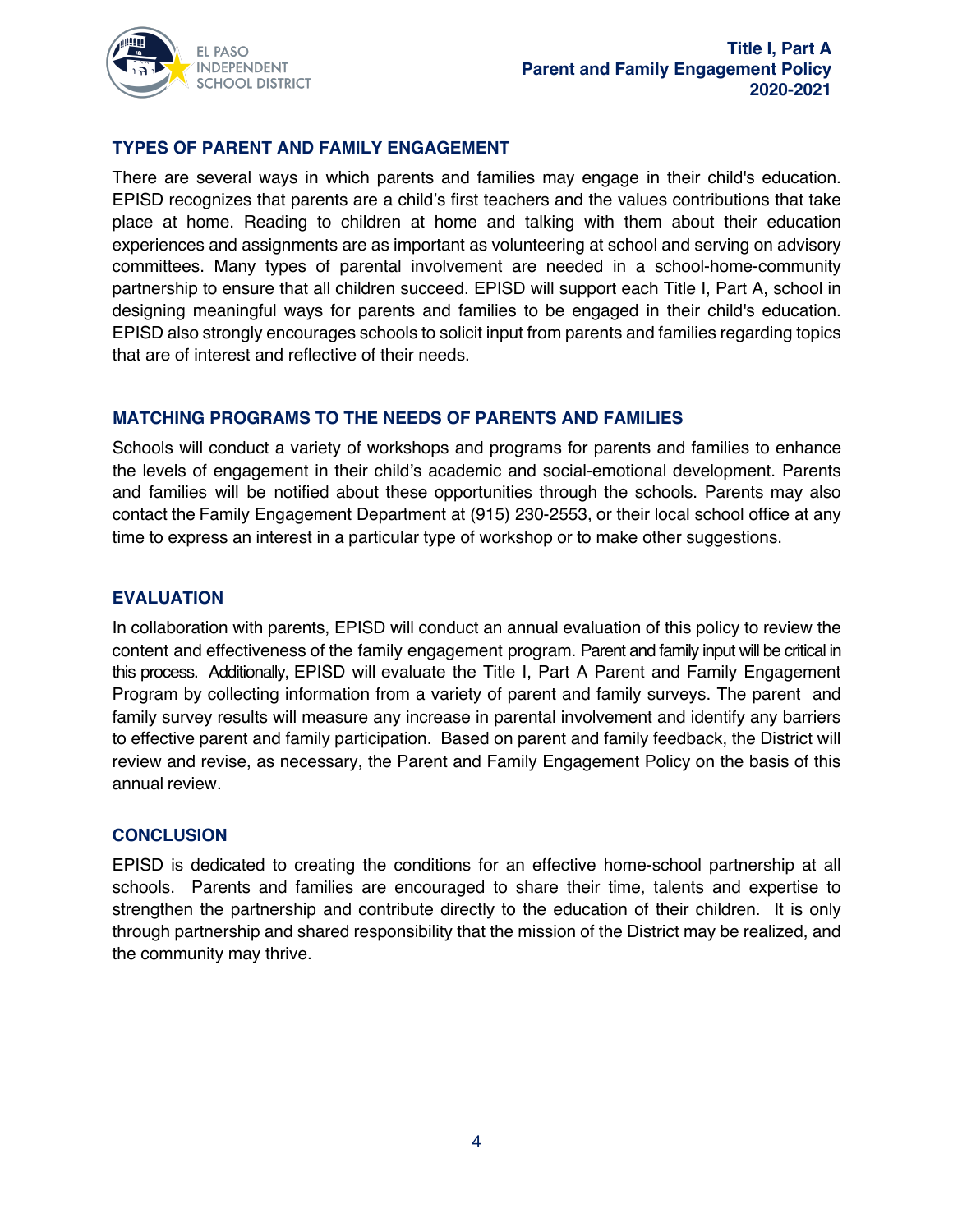## TYPES OF PARENT AND FAMILY ENGAGEMENT

There are several ways in which parents and families may engage in their child's education. EPISD recognizes that parents are a child's first teachers and the values contributions that take place at home. Reading to children at home and talking with them about their education experiences and assignments are as important as volunteering at school and serving on advisory committees. Many types of parental involvement are needed in a school-home-community partnership to ensure that all children succeed. EPISD will support each Title I, Part A, school in designing meaningful ways for parents and families to be engaged in their child's education. EPISD also strongly encourages schools to solicit input from parents and families regarding topics that are of interest and reflective of their needs.

## MATCHING PROGRAMS TO THE NEEDS OF PARENTS AND FAMILIES

Schools will conduct a variety of workshops and programs for parents and families to enhance the levels of engagement in their child's academic and social-emotional development. Parents and families will be notified about these opportunities through the schools. Parents may also contact the Family Engagement Department at (915) 230-2553, or their local school office at any time to express an interest in a particular type of workshop or to make other suggestions.

## EVALUATION

In collaboration with parents, EPISD will conduct an annual evaluation of this policy to review the content and effectiveness of the family engagement program. Parent and family input will be critical in this process. Additionally, EPISD will evaluate the Title I, Part A Parent and Family Engagement Program by collecting information from a variety of parent and family surveys. The parent and family survey results will measure any increase in parental involvement and identify any barriers to effective parent and family participation. Based on parent and family feedback, the District will review and revise, as necessary, the Parent and Family Engagement Policy on the basis of this annual review.

## CONCLUSION

EPISD is dedicated to creating the conditions for an effective home-school partnership at all schools. Parents and families are encouraged to share their time, talents and expertise to strengthen the partnership and contribute directly to the education of their children. It is only through partnership and shared responsibility that the mission of the District may be realized, and the community may thrive.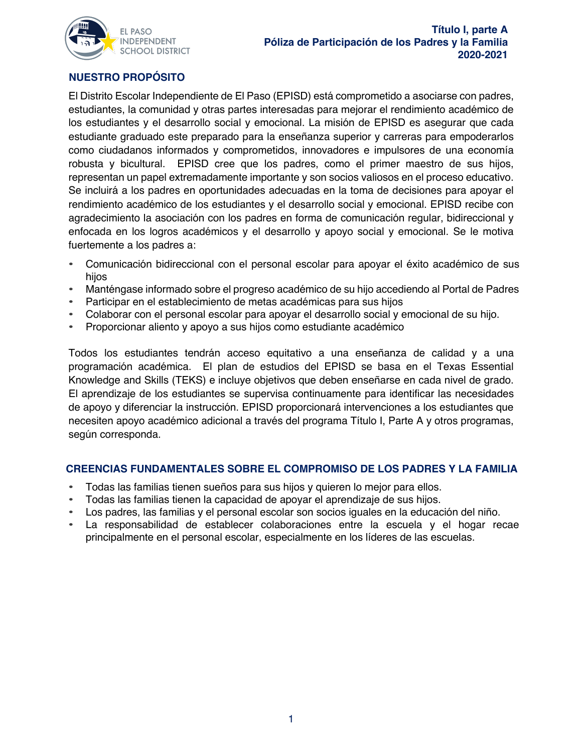# Título I, parte A
# Póliza de Participación de los Padres y la Familia
# 2020-2021

## NUESTRO PROPÓSITO

El Distrito Escolar Independiente de El Paso (EPISD) está comprometido a asociarse con padres, estudiantes, la comunidad y otras partes interesadas para mejorar el rendimiento académico de los estudiantes y el desarrollo social y emocional. La misión de EPISD es asegurar que cada estudiante graduado este preparado para la enseñanza superior y carreras para empoderarlos como ciudadanos informados y comprometidos, innovadores e impulsores de una economía robusta y bicultural. EPISD cree que los padres, como el primer maestro de sus hijos, representan un papel extremadamente importante y son socios valiosos en el proceso educativo. Se incluirá a los padres en oportunidades adecuadas en la toma de decisiones para apoyar el rendimiento académico de los estudiantes y el desarrollo social y emocional. EPISD recibe con agradecimiento la asociación con los padres en forma de comunicación regular, bidireccional y enfocada en los logros académicos y el desarrollo y apoyo social y emocional. Se le motiva fuertemente a los padres a:

- Comunicación bidireccional con el personal escolar para apoyar el éxito académico de sus hijos
- Manténgase informado sobre el progreso académico de su hijo accediendo al Portal de Padres
- Participar en el establecimiento de metas académicas para sus hijos
- Colaborar con el personal escolar para apoyar el desarrollo social y emocional de su hijo.
- Proporcionar aliento y apoyo a sus hijos como estudiante académico

Todos los estudiantes tendrán acceso equitativo a una enseñanza de calidad y a una programación académica. El plan de estudios del EPISD se basa en el Texas Essential Knowledge and Skills (TEKS) e incluye objetivos que deben enseñarse en cada nivel de grado. El aprendizaje de los estudiantes se supervisa continuamente para identificar las necesidades de apoyo y diferenciar la instrucción. EPISD proporcionará intervenciones a los estudiantes que necesiten apoyo académico adicional a través del programa Título I, Parte A y otros programas, según corresponda.

## CREENCIAS FUNDAMENTALES SOBRE EL COMPROMISO DE LOS PADRES Y LA FAMILIA

- Todas las familias tienen sueños para sus hijos y quieren lo mejor para ellos.
- Todas las familias tienen la capacidad de apoyar el aprendizaje de sus hijos.
- Los padres, las familias y el personal escolar son socios iguales en la educación del niño.
- La responsabilidad de establecer colaboraciones entre la escuela y el hogar recae principalmente en el personal escolar, especialmente en los líderes de las escuelas.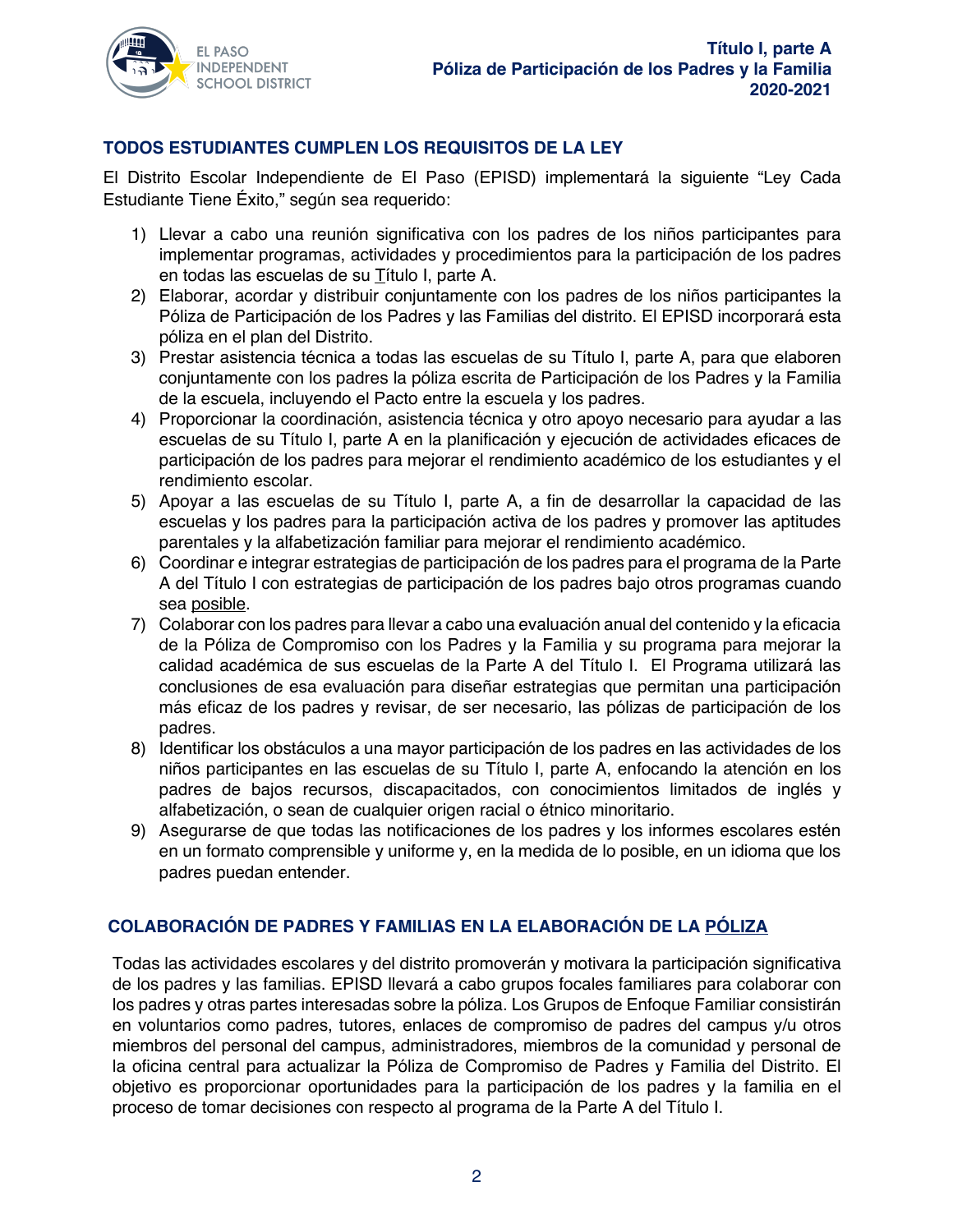## TODOS ESTUDIANTES CUMPLEN LOS REQUISITOS DE LA LEY

El Distrito Escolar Independiente de El Paso (EPISD) implementará la siguiente "Ley Cada Estudiante Tiene Éxito," según sea requerido:

1) Llevar a cabo una reunión significativa con los padres de los niños participantes para implementar programas, actividades y procedimientos para la participación de los padres en todas las escuelas de su Título I, parte A.
2) Elaborar, acordar y distribuir conjuntamente con los padres de los niños participantes la Póliza de Participación de los Padres y las Familias del distrito. El EPISD incorporará esta póliza en el plan del Distrito.
3) Prestar asistencia técnica a todas las escuelas de su Título I, parte A, para que elaboren conjuntamente con los padres la póliza escrita de Participación de los Padres y la Familia de la escuela, incluyendo el Pacto entre la escuela y los padres.
4) Proporcionar la coordinación, asistencia técnica y otro apoyo necesario para ayudar a las escuelas de su Título I, parte A en la planificación y ejecución de actividades eficaces de participación de los padres para mejorar el rendimiento académico de los estudiantes y el rendimiento escolar.
5) Apoyar a las escuelas de su Título I, parte A, a fin de desarrollar la capacidad de las escuelas y los padres para la participación activa de los padres y promover las aptitudes parentales y la alfabetización familiar para mejorar el rendimiento académico.
6) Coordinar e integrar estrategias de participación de los padres para el programa de la Parte A del Título I con estrategias de participación de los padres bajo otros programas cuando sea posible.
7) Colaborar con los padres para llevar a cabo una evaluación anual del contenido y la eficacia de la Póliza de Compromiso con los Padres y la Familia y su programa para mejorar la calidad académica de sus escuelas de la Parte A del Título I. El Programa utilizará las conclusiones de esa evaluación para diseñar estrategias que permitan una participación más eficaz de los padres y revisar, de ser necesario, las pólizas de participación de los padres.
8) Identificar los obstáculos a una mayor participación de los padres en las actividades de los niños participantes en las escuelas de su Título I, parte A, enfocando la atención en los padres de bajos recursos, discapacitados, con conocimientos limitados de inglés y alfabetización, o sean de cualquier origen racial o étnico minoritario.
9) Asegurarse de que todas las notificaciones de los padres y los informes escolares estén en un formato comprensible y uniforme y, en la medida de lo posible, en un idioma que los padres puedan entender.

## COLABORACIÓN DE PADRES Y FAMILIAS EN LA ELABORACIÓN DE LA PÓLIZA

Todas las actividades escolares y del distrito promoverán y motivara la participación significativa de los padres y las familias. EPISD llevará a cabo grupos focales familiares para colaborar con los padres y otras partes interesadas sobre la póliza. Los Grupos de Enfoque Familiar consistirán en voluntarios como padres, tutores, enlaces de compromiso de padres del campus y/u otros miembros del personal del campus, administradores, miembros de la comunidad y personal de la oficina central para actualizar la Póliza de Compromiso de Padres y Familia del Distrito. El objetivo es proporcionar oportunidades para la participación de los padres y la familia en el proceso de tomar decisiones con respecto al programa de la Parte A del Título I.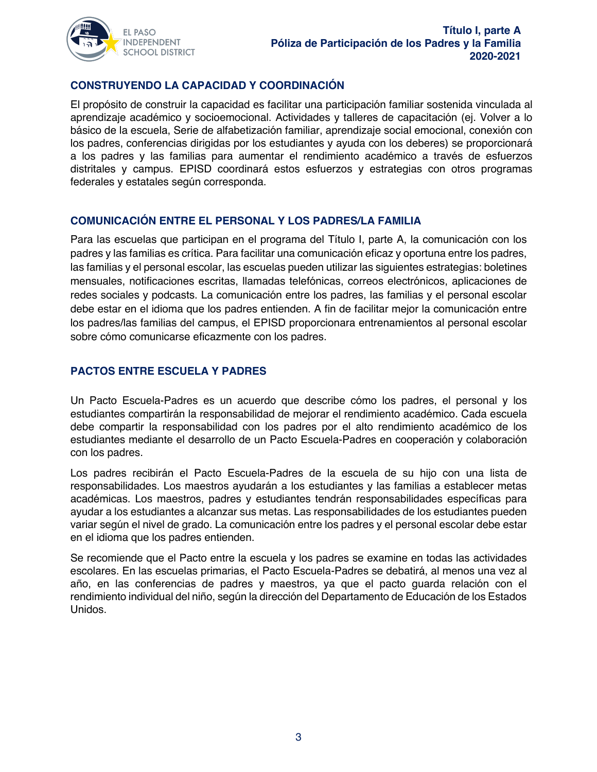## CONSTRUYENDO LA CAPACIDAD Y COORDINACIÓN

El propósito de construir la capacidad es facilitar una participación familiar sostenida vinculada al aprendizaje académico y socioemocional. Actividades y talleres de capacitación (ej. Volver a lo básico de la escuela, Serie de alfabetización familiar, aprendizaje social emocional, conexión con los padres, conferencias dirigidas por los estudiantes y ayuda con los deberes) se proporcionará a los padres y las familias para aumentar el rendimiento académico a través de esfuerzos distritales y campus. EPISD coordinará estos esfuerzos y estrategias con otros programas federales y estatales según corresponda.

## COMUNICACIÓN ENTRE EL PERSONAL Y LOS PADRES/LA FAMILIA

Para las escuelas que participan en el programa del Título I, parte A, la comunicación con los padres y las familias es crítica. Para facilitar una comunicación eficaz y oportuna entre los padres, las familias y el personal escolar, las escuelas pueden utilizar las siguientes estrategias: boletines mensuales, notificaciones escritas, llamadas telefónicas, correos electrónicos, aplicaciones de redes sociales y podcasts. La comunicación entre los padres, las familias y el personal escolar debe estar en el idioma que los padres entienden. A fin de facilitar mejor la comunicación entre los padres/las familias del campus, el EPISD proporcionara entrenamientos al personal escolar sobre cómo comunicarse eficazmente con los padres.

## PACTOS ENTRE ESCUELA Y PADRES

Un Pacto Escuela-Padres es un acuerdo que describe cómo los padres, el personal y los estudiantes compartirán la responsabilidad de mejorar el rendimiento académico. Cada escuela debe compartir la responsabilidad con los padres por el alto rendimiento académico de los estudiantes mediante el desarrollo de un Pacto Escuela-Padres en cooperación y colaboración con los padres.

Los padres recibirán el Pacto Escuela-Padres de la escuela de su hijo con una lista de responsabilidades. Los maestros ayudarán a los estudiantes y las familias a establecer metas académicas. Los maestros, padres y estudiantes tendrán responsabilidades específicas para ayudar a los estudiantes a alcanzar sus metas. Las responsabilidades de los estudiantes pueden variar según el nivel de grado. La comunicación entre los padres y el personal escolar debe estar en el idioma que los padres entienden.

Se recomiende que el Pacto entre la escuela y los padres se examine en todas las actividades escolares. En las escuelas primarias, el Pacto Escuela-Padres se debatirá, al menos una vez al año, en las conferencias de padres y maestros, ya que el pacto guarda relación con el rendimiento individual del niño, según la dirección del Departamento de Educación de los Estados Unidos.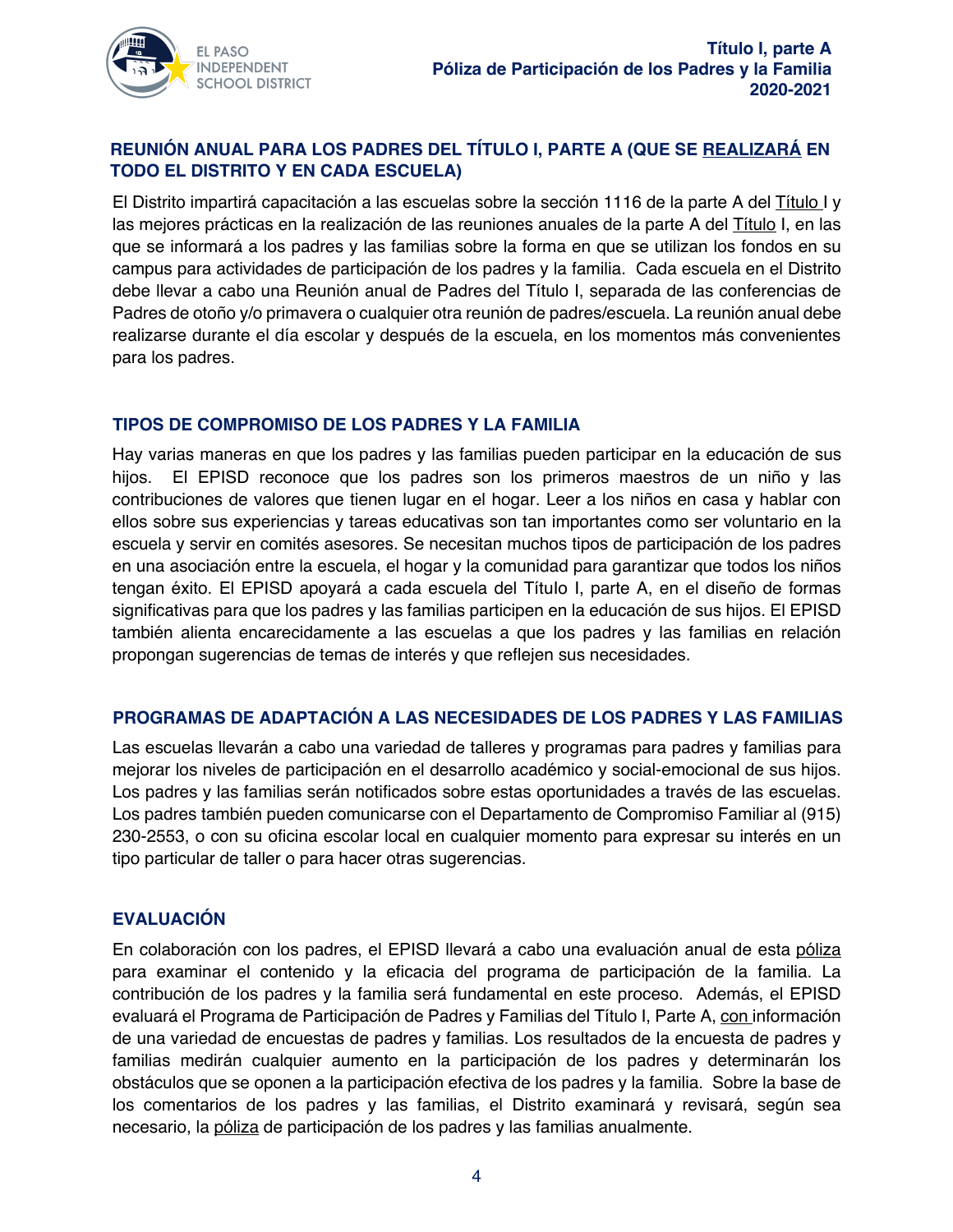## REUNIÓN ANUAL PARA LOS PADRES DEL TÍTULO I, PARTE A (QUE SE REALIZARÁ EN TODO EL DISTRITO Y EN CADA ESCUELA)

El Distrito impartirá capacitación a las escuelas sobre la sección 1116 de la parte A del Título I y las mejores prácticas en la realización de las reuniones anuales de la parte A del Título I, en las que se informará a los padres y las familias sobre la forma en que se utilizan los fondos en su campus para actividades de participación de los padres y la familia. Cada escuela en el Distrito debe llevar a cabo una Reunión anual de Padres del Título I, separada de las conferencias de Padres de otoño y/o primavera o cualquier otra reunión de padres/escuela. La reunión anual debe realizarse durante el día escolar y después de la escuela, en los momentos más convenientes para los padres.

## TIPOS DE COMPROMISO DE LOS PADRES Y LA FAMILIA

Hay varias maneras en que los padres y las familias pueden participar en la educación de sus hijos. El EPISD reconoce que los padres son los primeros maestros de un niño y las contribuciones de valores que tienen lugar en el hogar. Leer a los niños en casa y hablar con ellos sobre sus experiencias y tareas educativas son tan importantes como ser voluntario en la escuela y servir en comités asesores. Se necesitan muchos tipos de participación de los padres en una asociación entre la escuela, el hogar y la comunidad para garantizar que todos los niños tengan éxito. El EPISD apoyará a cada escuela del Título I, parte A, en el diseño de formas significativas para que los padres y las familias participen en la educación de sus hijos. El EPISD también alienta encarecidamente a las escuelas a que los padres y las familias en relación propongan sugerencias de temas de interés y que reflejen sus necesidades.

## PROGRAMAS DE ADAPTACIÓN A LAS NECESIDADES DE LOS PADRES Y LAS FAMILIAS

Las escuelas llevarán a cabo una variedad de talleres y programas para padres y familias para mejorar los niveles de participación en el desarrollo académico y social-emocional de sus hijos. Los padres y las familias serán notificados sobre estas oportunidades a través de las escuelas. Los padres también pueden comunicarse con el Departamento de Compromiso Familiar al (915) 230-2553, o con su oficina escolar local en cualquier momento para expresar su interés en un tipo particular de taller o para hacer otras sugerencias.

## EVALUACIÓN

En colaboración con los padres, el EPISD llevará a cabo una evaluación anual de esta póliza para examinar el contenido y la eficacia del programa de participación de la familia. La contribución de los padres y la familia será fundamental en este proceso. Además, el EPISD evaluará el Programa de Participación de Padres y Familias del Título I, Parte A, con información de una variedad de encuestas de padres y familias. Los resultados de la encuesta de padres y familias medirán cualquier aumento en la participación de los padres y determinarán los obstáculos que se oponen a la participación efectiva de los padres y la familia. Sobre la base de los comentarios de los padres y las familias, el Distrito examinará y revisará, según sea necesario, la póliza de participación de los padres y las familias anualmente.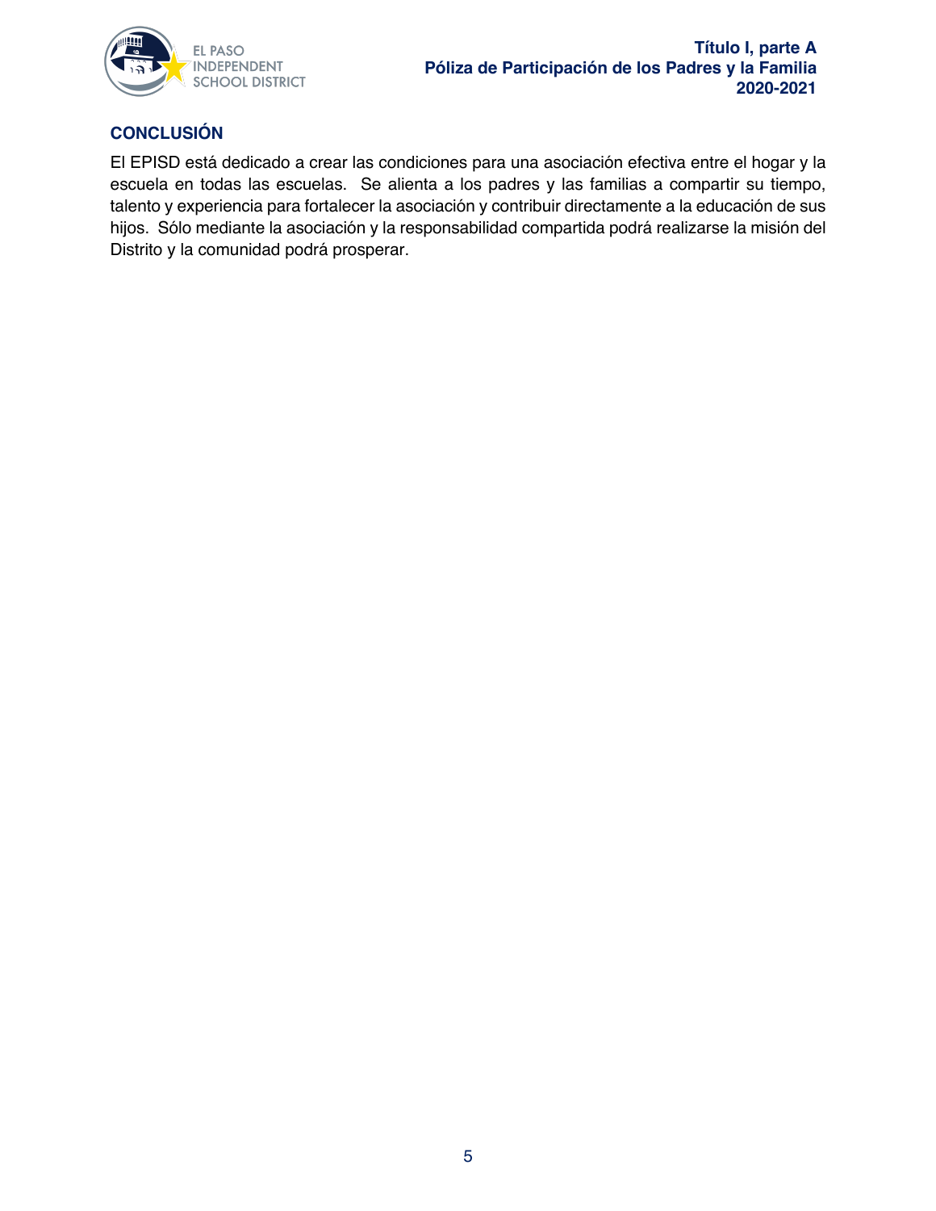## CONCLUSIÓN

El EPISD está dedicado a crear las condiciones para una asociación efectiva entre el hogar y la escuela en todas las escuelas. Se alienta a los padres y las familias a compartir su tiempo, talento y experiencia para fortalecer la asociación y contribuir directamente a la educación de sus hijos. Sólo mediante la asociación y la responsabilidad compartida podrá realizarse la misión del Distrito y la comunidad podrá prosperar.